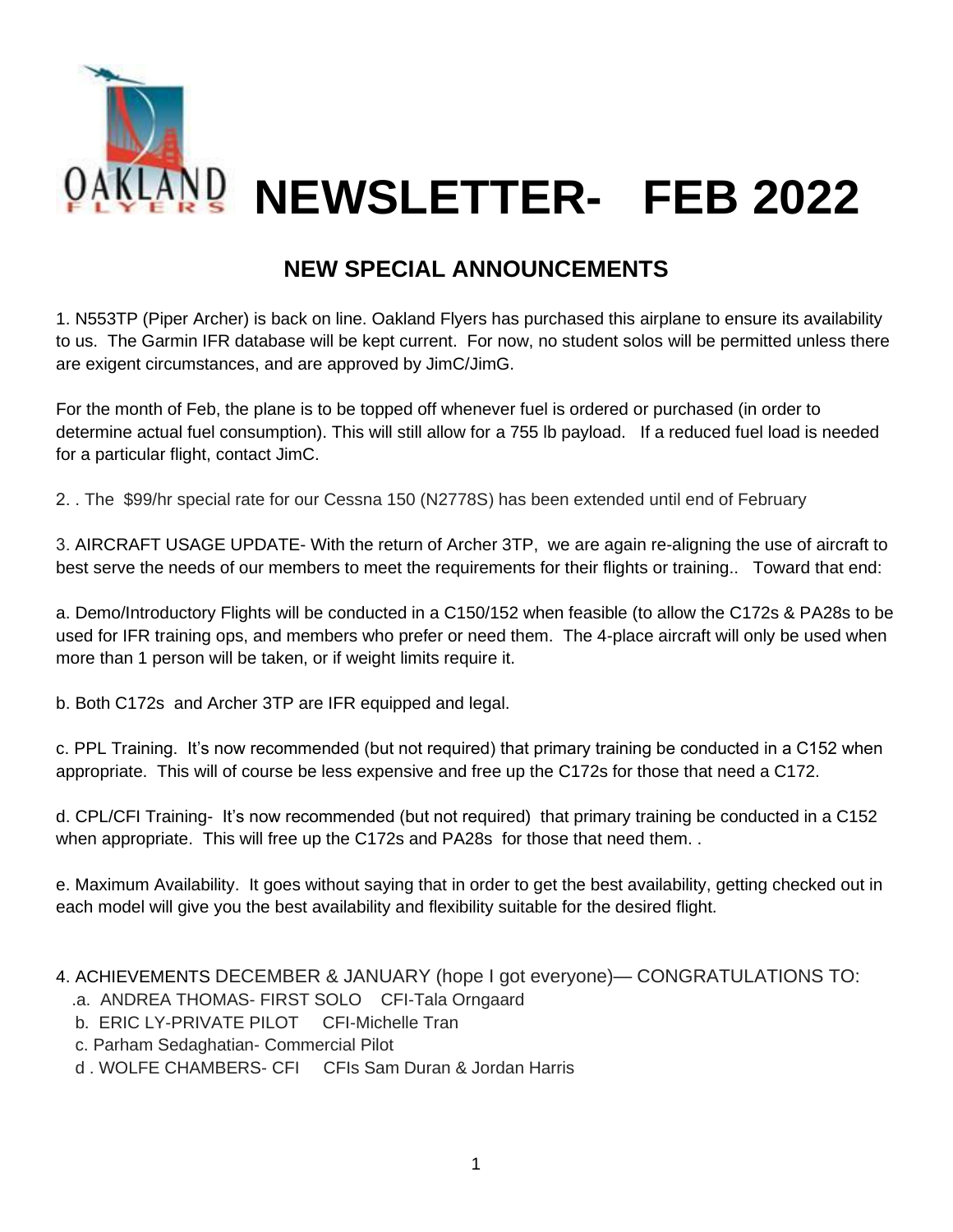# OAKLAND FLYERS NEWSLETTER- FEB 2022

## NEW SPECIAL ANNOUNCEMENTS

1. N553TP (Piper Archer) is back on line. Oakland Flyers has purchased this airplane to ensure its availability to us. The Garmin IFR database will be kept current. For now, no student solos will be permitted unless there are exigent circumstances, and are approved by JimC/JimG.

For the month of Feb, the plane is to be topped off whenever fuel is ordered or purchased (in order to determine actual fuel consumption). This will still allow for a 755 lb payload. If a reduced fuel load is needed for a particular flight, contact JimC.

2. . The $99/hr special rate for our Cessna 150 (N2778S) has been extended until end of February

3. AIRCRAFT USAGE UPDATE- With the return of Archer 3TP, we are again re-aligning the use of aircraft to best serve the needs of our members to meet the requirements for their flights or training.. Toward that end:

a. Demo/Introductory Flights will be conducted in a C150/152 when feasible (to allow the C172s & PA28s to be used for IFR training ops, and members who prefer or need them. The 4-place aircraft will only be used when more than 1 person will be taken, or if weight limits require it.

b. Both C172s and Archer 3TP are IFR equipped and legal.

c. PPL Training. It's now recommended (but not required) that primary training be conducted in a C152 when appropriate. This will of course be less expensive and free up the C172s for those that need a C172.

d. CPL/CFI Training- It's now recommended (but not required) that primary training be conducted in a C152 when appropriate. This will free up the C172s and PA28s for those that need them. .

e. Maximum Availability. It goes without saying that in order to get the best availability, getting checked out in each model will give you the best availability and flexibility suitable for the desired flight.

4. ACHIEVEMENTS DECEMBER & JANUARY (hope I got everyone)— CONGRATULATIONS TO:

.a. ANDREA THOMAS- FIRST SOLO CFI-Tala Orngaard  
b. ERIC LY-PRIVATE PILOT CFI-Michelle Tran  
c. Parham Sedaghatian- Commercial Pilot  
d . WOLFE CHAMBERS- CFI CFIs Sam Duran & Jordan Harris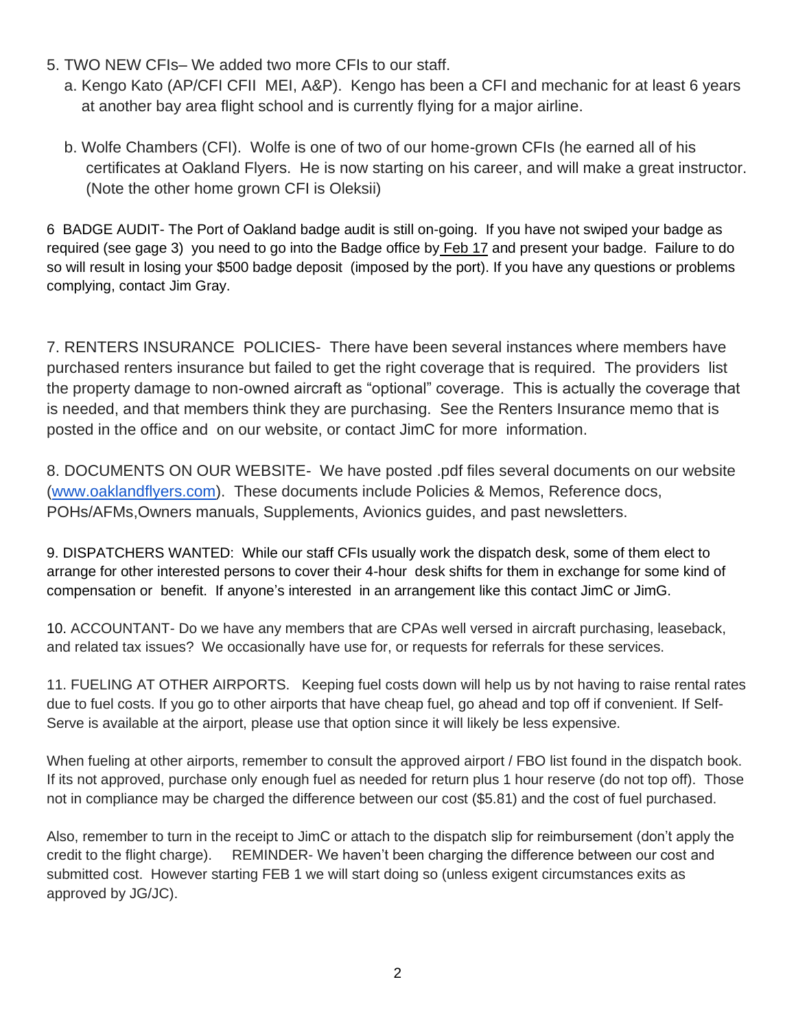5. TWO NEW CFIs– We added two more CFIs to our staff.
   a. Kengo Kato (AP/CFI CFII MEI, A&P). Kengo has been a CFI and mechanic for at least 6 years at another bay area flight school and is currently flying for a major airline.

   b. Wolfe Chambers (CFI). Wolfe is one of two of our home-grown CFIs (he earned all of his certificates at Oakland Flyers. He is now starting on his career, and will make a great instructor. (Note the other home grown CFI is Oleksii)

6 BADGE AUDIT- The Port of Oakland badge audit is still on-going. If you have not swiped your badge as required (see gage 3) you need to go into the Badge office by Feb 17 and present your badge. Failure to do so will result in losing your $500 badge deposit (imposed by the port). If you have any questions or problems complying, contact Jim Gray.

7. RENTERS INSURANCE POLICIES- There have been several instances where members have purchased renters insurance but failed to get the right coverage that is required. The providers list the property damage to non-owned aircraft as "optional" coverage. This is actually the coverage that is needed, and that members think they are purchasing. See the Renters Insurance memo that is posted in the office and on our website, or contact JimC for more information.

8. DOCUMENTS ON OUR WEBSITE- We have posted .pdf files several documents on our website (www.oaklandflyers.com). These documents include Policies & Memos, Reference docs, POHs/AFMs,Owners manuals, Supplements, Avionics guides, and past newsletters.

9. DISPATCHERS WANTED: While our staff CFIs usually work the dispatch desk, some of them elect to arrange for other interested persons to cover their 4-hour desk shifts for them in exchange for some kind of compensation or benefit. If anyone's interested in an arrangement like this contact JimC or JimG.

10. ACCOUNTANT- Do we have any members that are CPAs well versed in aircraft purchasing, leaseback, and related tax issues? We occasionally have use for, or requests for referrals for these services.

11. FUELING AT OTHER AIRPORTS. Keeping fuel costs down will help us by not having to raise rental rates due to fuel costs. If you go to other airports that have cheap fuel, go ahead and top off if convenient. If Self-Serve is available at the airport, please use that option since it will likely be less expensive.

When fueling at other airports, remember to consult the approved airport / FBO list found in the dispatch book. If its not approved, purchase only enough fuel as needed for return plus 1 hour reserve (do not top off). Those not in compliance may be charged the difference between our cost ($5.81) and the cost of fuel purchased.

Also, remember to turn in the receipt to JimC or attach to the dispatch slip for reimbursement (don't apply the credit to the flight charge). REMINDER- We haven't been charging the difference between our cost and submitted cost. However starting FEB 1 we will start doing so (unless exigent circumstances exits as approved by JG/JC).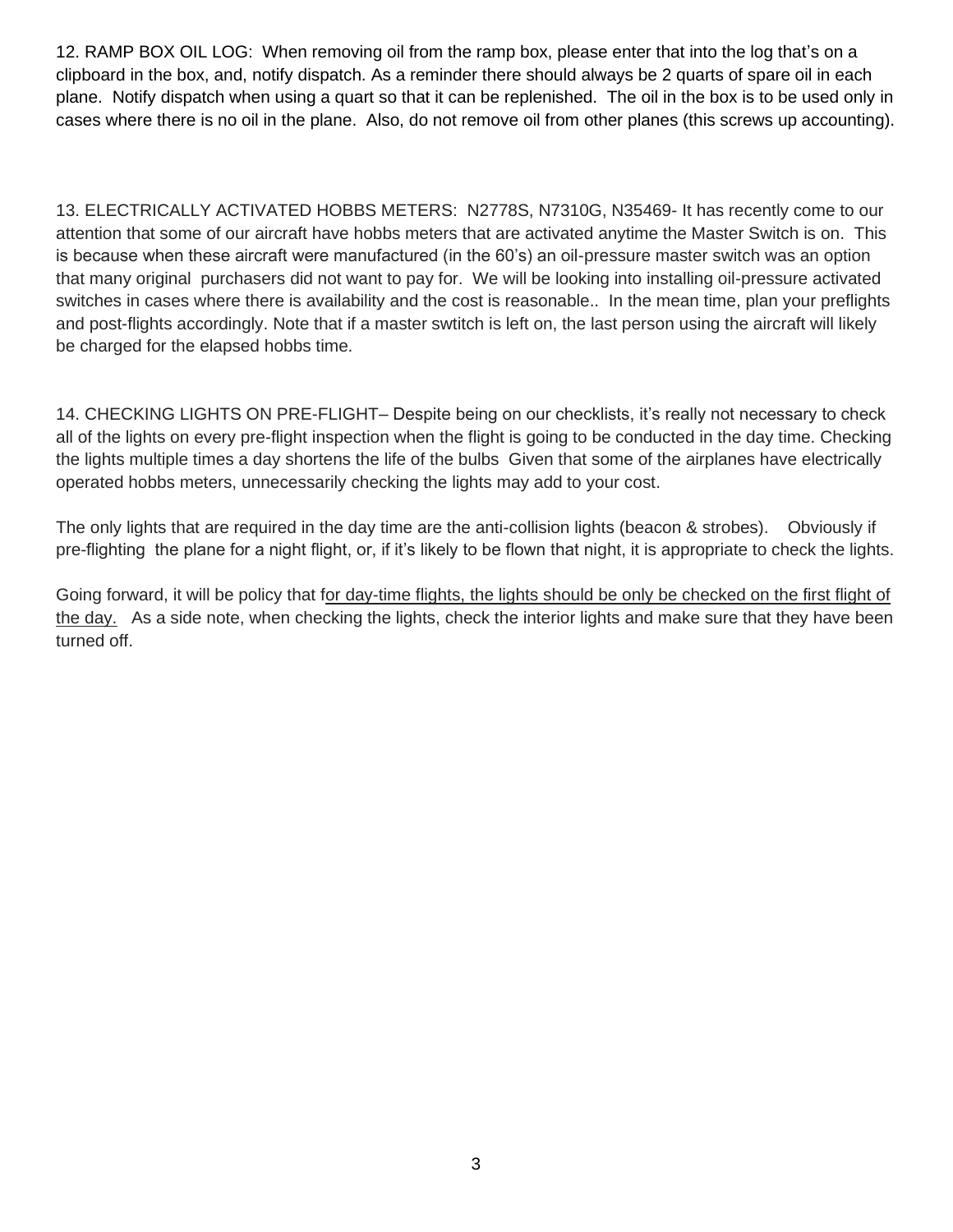12. RAMP BOX OIL LOG: When removing oil from the ramp box, please enter that into the log that's on a clipboard in the box, and, notify dispatch. As a reminder there should always be 2 quarts of spare oil in each plane. Notify dispatch when using a quart so that it can be replenished. The oil in the box is to be used only in cases where there is no oil in the plane. Also, do not remove oil from other planes (this screws up accounting).

13. ELECTRICALLY ACTIVATED HOBBS METERS: N2778S, N7310G, N35469- It has recently come to our attention that some of our aircraft have hobbs meters that are activated anytime the Master Switch is on. This is because when these aircraft were manufactured (in the 60's) an oil-pressure master switch was an option that many original purchasers did not want to pay for. We will be looking into installing oil-pressure activated switches in cases where there is availability and the cost is reasonable.. In the mean time, plan your preflights and post-flights accordingly. Note that if a master swtitch is left on, the last person using the aircraft will likely be charged for the elapsed hobbs time.

14. CHECKING LIGHTS ON PRE-FLIGHT– Despite being on our checklists, it's really not necessary to check all of the lights on every pre-flight inspection when the flight is going to be conducted in the day time. Checking the lights multiple times a day shortens the life of the bulbs Given that some of the airplanes have electrically operated hobbs meters, unnecessarily checking the lights may add to your cost.

The only lights that are required in the day time are the anti-collision lights (beacon & strobes). Obviously if pre-flighting the plane for a night flight, or, if it's likely to be flown that night, it is appropriate to check the lights.

Going forward, it will be policy that <u>for day-time flights, the lights should be only be checked on the first flight of the day.</u> As a side note, when checking the lights, check the interior lights and make sure that they have been turned off.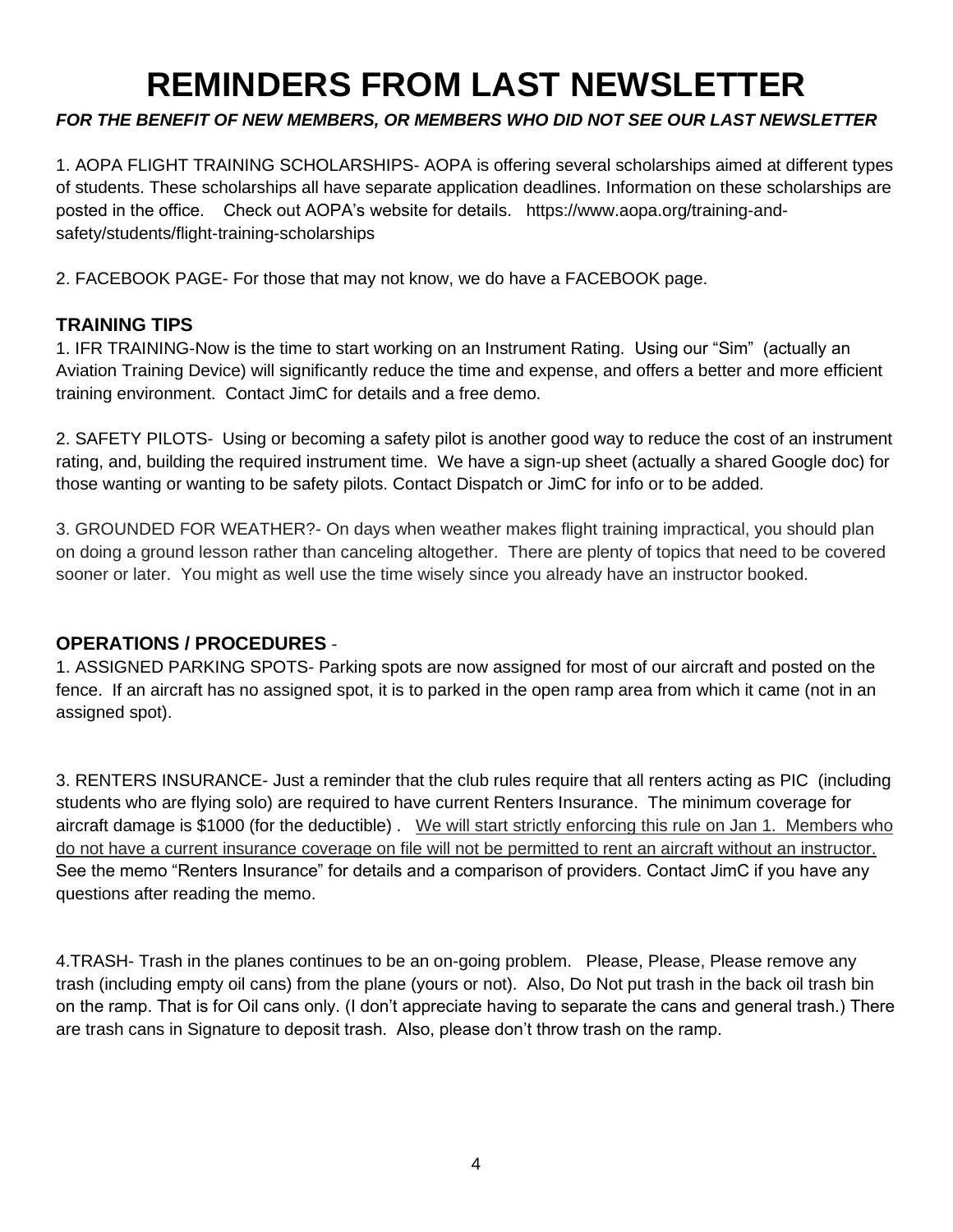# REMINDERS FROM LAST NEWSLETTER

***FOR THE BENEFIT OF NEW MEMBERS, OR MEMBERS WHO DID NOT SEE OUR LAST NEWSLETTER***

1. AOPA FLIGHT TRAINING SCHOLARSHIPS- AOPA is offering several scholarships aimed at different types of students. These scholarships all have separate application deadlines. Information on these scholarships are posted in the office. Check out AOPA's website for details. https://www.aopa.org/training-and-safety/students/flight-training-scholarships

2. FACEBOOK PAGE- For those that may not know, we do have a FACEBOOK page.

### TRAINING TIPS

1. IFR TRAINING-Now is the time to start working on an Instrument Rating. Using our "Sim" (actually an Aviation Training Device) will significantly reduce the time and expense, and offers a better and more efficient training environment. Contact JimC for details and a free demo.

2. SAFETY PILOTS- Using or becoming a safety pilot is another good way to reduce the cost of an instrument rating, and, building the required instrument time. We have a sign-up sheet (actually a shared Google doc) for those wanting or wanting to be safety pilots. Contact Dispatch or JimC for info or to be added.

3. GROUNDED FOR WEATHER?- On days when weather makes flight training impractical, you should plan on doing a ground lesson rather than canceling altogether. There are plenty of topics that need to be covered sooner or later. You might as well use the time wisely since you already have an instructor booked.

### OPERATIONS / PROCEDURES -

1. ASSIGNED PARKING SPOTS- Parking spots are now assigned for most of our aircraft and posted on the fence. If an aircraft has no assigned spot, it is to parked in the open ramp area from which it came (not in an assigned spot).

3. RENTERS INSURANCE- Just a reminder that the club rules require that all renters acting as PIC (including students who are flying solo) are required to have current Renters Insurance. The minimum coverage for aircraft damage is $1000 (for the deductible) . We will start strictly enforcing this rule on Jan 1. Members who do not have a current insurance coverage on file will not be permitted to rent an aircraft without an instructor. See the memo "Renters Insurance" for details and a comparison of providers. Contact JimC if you have any questions after reading the memo.

4.TRASH- Trash in the planes continues to be an on-going problem. Please, Please, Please remove any trash (including empty oil cans) from the plane (yours or not). Also, Do Not put trash in the back oil trash bin on the ramp. That is for Oil cans only. (I don't appreciate having to separate the cans and general trash.) There are trash cans in Signature to deposit trash. Also, please don't throw trash on the ramp.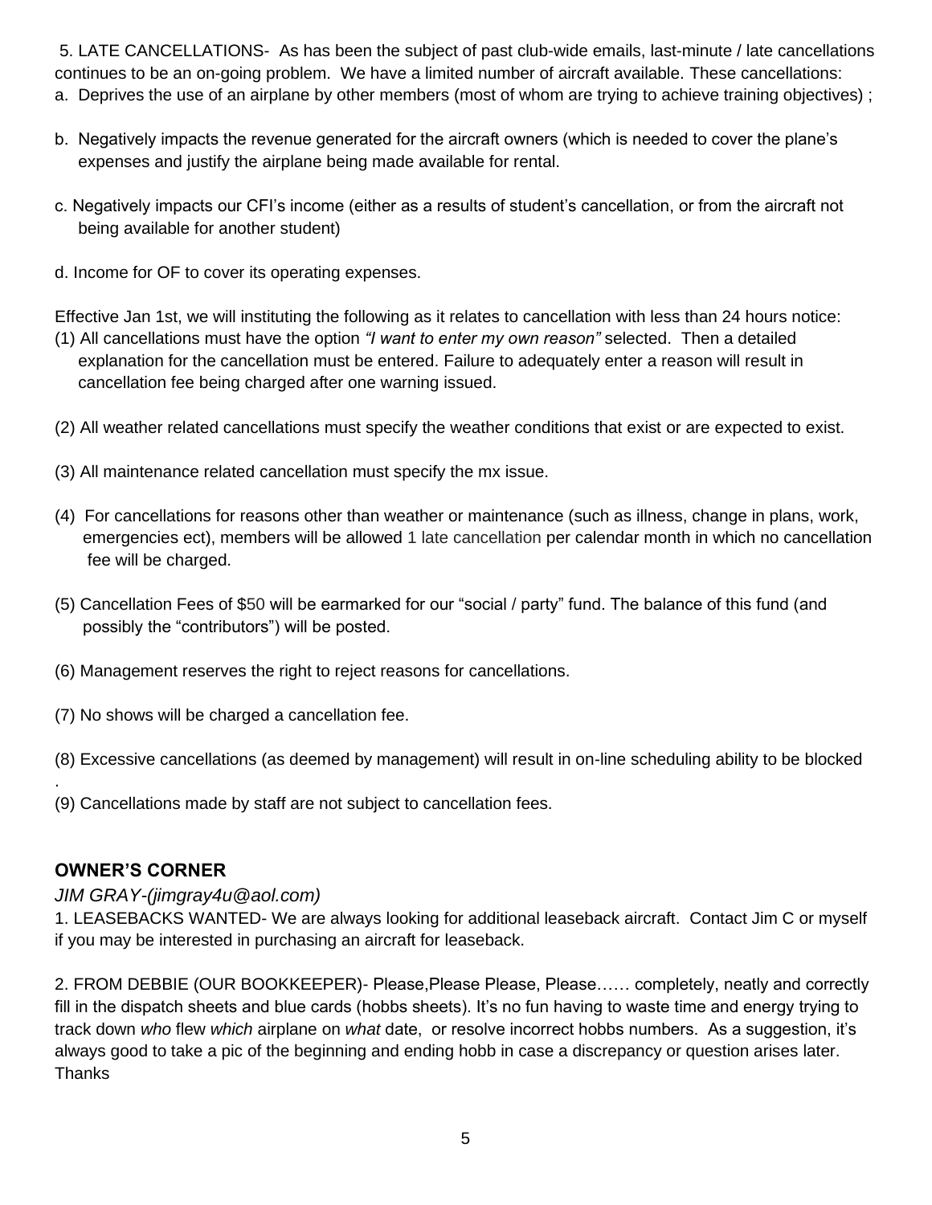5. LATE CANCELLATIONS- As has been the subject of past club-wide emails, last-minute / late cancellations continues to be an on-going problem. We have a limited number of aircraft available. These cancellations:

a. Deprives the use of an airplane by other members (most of whom are trying to achieve training objectives) ;

b. Negatively impacts the revenue generated for the aircraft owners (which is needed to cover the plane's expenses and justify the airplane being made available for rental.

c. Negatively impacts our CFI's income (either as a results of student's cancellation, or from the aircraft not being available for another student)

d. Income for OF to cover its operating expenses.

Effective Jan 1st, we will instituting the following as it relates to cancellation with less than 24 hours notice:

(1) All cancellations must have the option *"I want to enter my own reason"* selected. Then a detailed explanation for the cancellation must be entered. Failure to adequately enter a reason will result in cancellation fee being charged after one warning issued.

(2) All weather related cancellations must specify the weather conditions that exist or are expected to exist.

(3) All maintenance related cancellation must specify the mx issue.

(4) For cancellations for reasons other than weather or maintenance (such as illness, change in plans, work, emergencies ect), members will be allowed 1 late cancellation per calendar month in which no cancellation fee will be charged.

(5) Cancellation Fees of $50 will be earmarked for our "social / party" fund. The balance of this fund (and possibly the "contributors") will be posted.

(6) Management reserves the right to reject reasons for cancellations.

(7) No shows will be charged a cancellation fee.

(8) Excessive cancellations (as deemed by management) will result in on-line scheduling ability to be blocked
.

(9) Cancellations made by staff are not subject to cancellation fees.

## OWNER'S CORNER

*JIM GRAY-(jimgray4u@aol.com)*

1. LEASEBACKS WANTED- We are always looking for additional leaseback aircraft. Contact Jim C or myself if you may be interested in purchasing an aircraft for leaseback.

2. FROM DEBBIE (OUR BOOKKEEPER)- Please,Please Please, Please…… completely, neatly and correctly fill in the dispatch sheets and blue cards (hobbs sheets). It's no fun having to waste time and energy trying to track down *who* flew *which* airplane on *what* date, or resolve incorrect hobbs numbers. As a suggestion, it's always good to take a pic of the beginning and ending hobb in case a discrepancy or question arises later. Thanks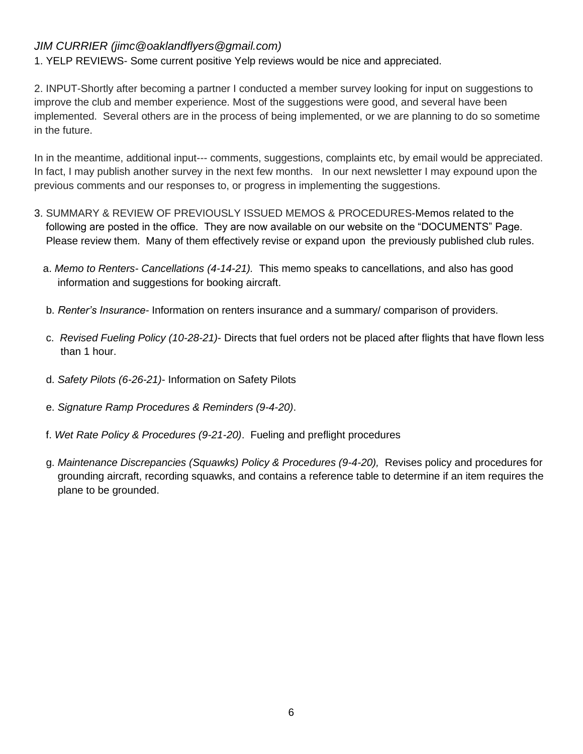*JIM CURRIER (jimc@oaklandflyers@gmail.com)*

1. YELP REVIEWS- Some current positive Yelp reviews would be nice and appreciated.

2. INPUT-Shortly after becoming a partner I conducted a member survey looking for input on suggestions to improve the club and member experience. Most of the suggestions were good, and several have been implemented. Several others are in the process of being implemented, or we are planning to do so sometime in the future.

In in the meantime, additional input--- comments, suggestions, complaints etc, by email would be appreciated. In fact, I may publish another survey in the next few months. In our next newsletter I may expound upon the previous comments and our responses to, or progress in implementing the suggestions.

3. SUMMARY & REVIEW OF PREVIOUSLY ISSUED MEMOS & PROCEDURES-Memos related to the following are posted in the office. They are now available on our website on the "DOCUMENTS" Page. Please review them. Many of them effectively revise or expand upon the previously published club rules.

   a. *Memo to Renters- Cancellations (4-14-21).* This memo speaks to cancellations, and also has good information and suggestions for booking aircraft.

   b. *Renter's Insurance*- Information on renters insurance and a summary/ comparison of providers.

   c. *Revised Fueling Policy (10-28-21)*- Directs that fuel orders not be placed after flights that have flown less than 1 hour.

   d. *Safety Pilots (6-26-21)*- Information on Safety Pilots

   e. *Signature Ramp Procedures & Reminders (9-4-20)*.

   f. *Wet Rate Policy & Procedures (9-21-20)*. Fueling and preflight procedures

   g. *Maintenance Discrepancies (Squawks) Policy & Procedures (9-4-20),* Revises policy and procedures for grounding aircraft, recording squawks, and contains a reference table to determine if an item requires the plane to be grounded.